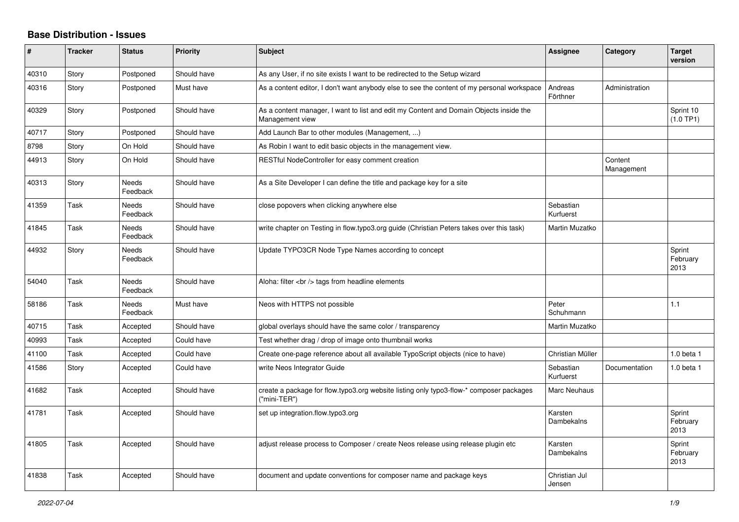# Base Distribution - Issues

| # | Tracker | Status | Priority | Subject | Assignee | Category | Target version |
|---|---|---|---|---|---|---|---|
| 40310 | Story | Postponed | Should have | As any User, if no site exists I want to be redirected to the Setup wizard | | | |
| 40316 | Story | Postponed | Must have | As a content editor, I don't want anybody else to see the content of my personal workspace | Andreas Förthner | Administration | |
| 40329 | Story | Postponed | Should have | As a content manager, I want to list and edit my Content and Domain Objects inside the Management view | | | Sprint 10 (1.0 TP1) |
| 40717 | Story | Postponed | Should have | Add Launch Bar to other modules (Management, ...) | | | |
| 8798 | Story | On Hold | Should have | As Robin I want to edit basic objects in the management view. | | | |
| 44913 | Story | On Hold | Should have | RESTful NodeController for easy comment creation | | Content Management | |
| 40313 | Story | Needs Feedback | Should have | As a Site Developer I can define the title and package key for a site | | | |
| 41359 | Task | Needs Feedback | Should have | close popovers when clicking anywhere else | Sebastian Kurfuerst | | |
| 41845 | Task | Needs Feedback | Should have | write chapter on Testing in flow.typo3.org guide (Christian Peters takes over this task) | Martin Muzatko | | |
| 44932 | Story | Needs Feedback | Should have | Update TYPO3CR Node Type Names according to concept | | | Sprint February 2013 |
| 54040 | Task | Needs Feedback | Should have | Aloha: filter <br /> tags from headline elements | | | |
| 58186 | Task | Needs Feedback | Must have | Neos with HTTPS not possible | Peter Schuhmann | | 1.1 |
| 40715 | Task | Accepted | Should have | global overlays should have the same color / transparency | Martin Muzatko | | |
| 40993 | Task | Accepted | Could have | Test whether drag / drop of image onto thumbnail works | | | |
| 41100 | Task | Accepted | Could have | Create one-page reference about all available TypoScript objects (nice to have) | Christian Müller | | 1.0 beta 1 |
| 41586 | Story | Accepted | Could have | write Neos Integrator Guide | Sebastian Kurfuerst | Documentation | 1.0 beta 1 |
| 41682 | Task | Accepted | Should have | create a package for flow.typo3.org website listing only typo3-flow-* composer packages ("mini-TER") | Marc Neuhaus | | |
| 41781 | Task | Accepted | Should have | set up integration.flow.typo3.org | Karsten Dambekalns | | Sprint February 2013 |
| 41805 | Task | Accepted | Should have | adjust release process to Composer / create Neos release using release plugin etc | Karsten Dambekalns | | Sprint February 2013 |
| 41838 | Task | Accepted | Should have | document and update conventions for composer name and package keys | Christian Jul Jensen | | |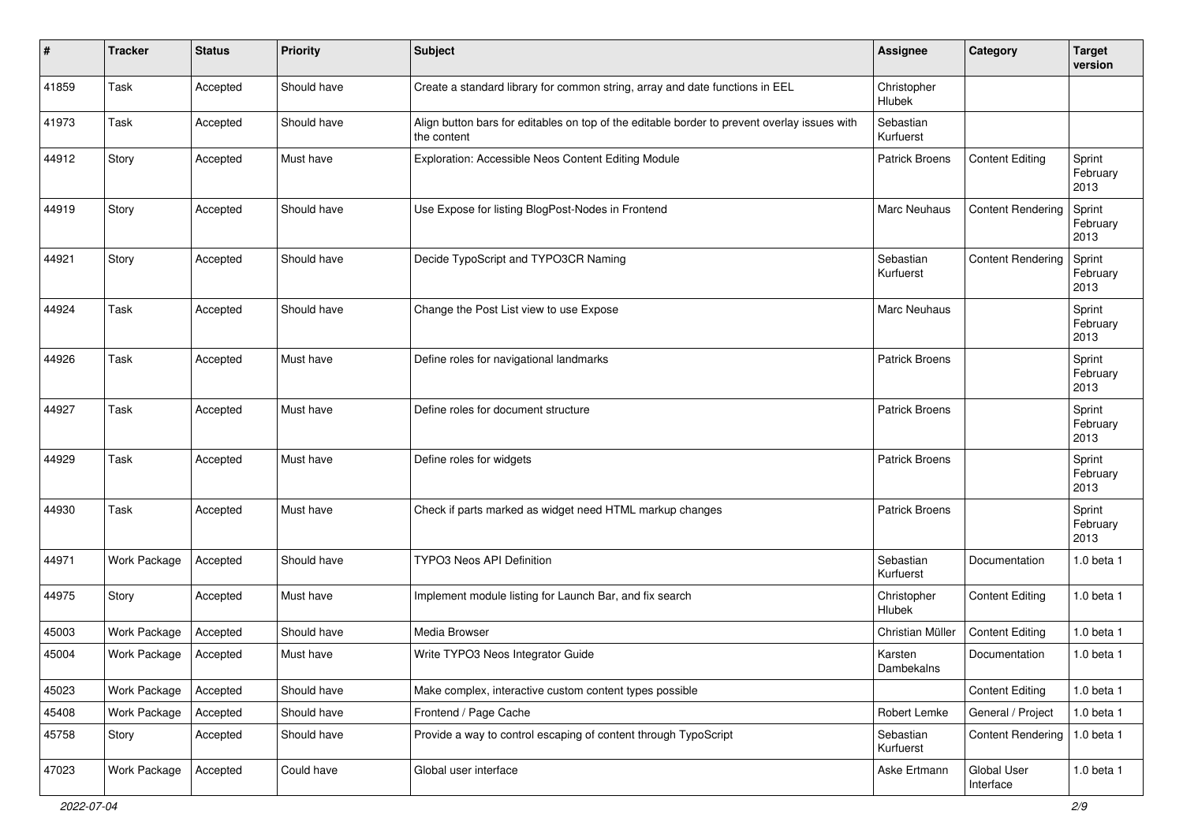| # | Tracker | Status | Priority | Subject | Assignee | Category | Target version |
|---|---|---|---|---|---|---|---|
| 41859 | Task | Accepted | Should have | Create a standard library for common string, array and date functions in EEL | Christopher Hlubek | | |
| 41973 | Task | Accepted | Should have | Align button bars for editables on top of the editable border to prevent overlay issues with the content | Sebastian Kurfuerst | | |
| 44912 | Story | Accepted | Must have | Exploration: Accessible Neos Content Editing Module | Patrick Broens | Content Editing | Sprint February 2013 |
| 44919 | Story | Accepted | Should have | Use Expose for listing BlogPost-Nodes in Frontend | Marc Neuhaus | Content Rendering | Sprint February 2013 |
| 44921 | Story | Accepted | Should have | Decide TypoScript and TYPO3CR Naming | Sebastian Kurfuerst | Content Rendering | Sprint February 2013 |
| 44924 | Task | Accepted | Should have | Change the Post List view to use Expose | Marc Neuhaus | | Sprint February 2013 |
| 44926 | Task | Accepted | Must have | Define roles for navigational landmarks | Patrick Broens | | Sprint February 2013 |
| 44927 | Task | Accepted | Must have | Define roles for document structure | Patrick Broens | | Sprint February 2013 |
| 44929 | Task | Accepted | Must have | Define roles for widgets | Patrick Broens | | Sprint February 2013 |
| 44930 | Task | Accepted | Must have | Check if parts marked as widget need HTML markup changes | Patrick Broens | | Sprint February 2013 |
| 44971 | Work Package | Accepted | Should have | TYPO3 Neos API Definition | Sebastian Kurfuerst | Documentation | 1.0 beta 1 |
| 44975 | Story | Accepted | Must have | Implement module listing for Launch Bar, and fix search | Christopher Hlubek | Content Editing | 1.0 beta 1 |
| 45003 | Work Package | Accepted | Should have | Media Browser | Christian Müller | Content Editing | 1.0 beta 1 |
| 45004 | Work Package | Accepted | Must have | Write TYPO3 Neos Integrator Guide | Karsten Dambekalns | Documentation | 1.0 beta 1 |
| 45023 | Work Package | Accepted | Should have | Make complex, interactive custom content types possible | | Content Editing | 1.0 beta 1 |
| 45408 | Work Package | Accepted | Should have | Frontend / Page Cache | Robert Lemke | General / Project | 1.0 beta 1 |
| 45758 | Story | Accepted | Should have | Provide a way to control escaping of content through TypoScript | Sebastian Kurfuerst | Content Rendering | 1.0 beta 1 |
| 47023 | Work Package | Accepted | Could have | Global user interface | Aske Ertmann | Global User Interface | 1.0 beta 1 |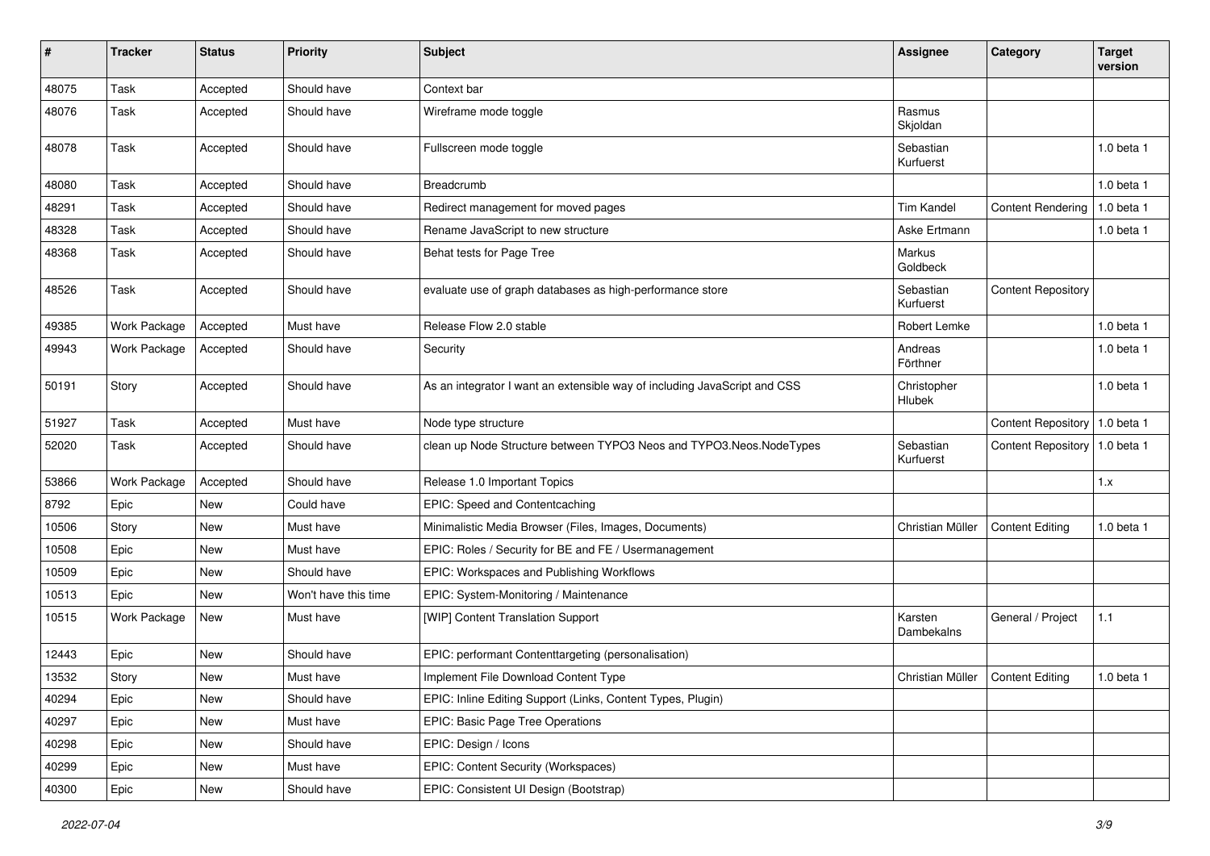| # | Tracker | Status | Priority | Subject | Assignee | Category | Target version |
|---|---|---|---|---|---|---|---|
| 48075 | Task | Accepted | Should have | Context bar | | | |
| 48076 | Task | Accepted | Should have | Wireframe mode toggle | Rasmus Skjoldan | | |
| 48078 | Task | Accepted | Should have | Fullscreen mode toggle | Sebastian Kurfuerst | | 1.0 beta 1 |
| 48080 | Task | Accepted | Should have | Breadcrumb | | | 1.0 beta 1 |
| 48291 | Task | Accepted | Should have | Redirect management for moved pages | Tim Kandel | Content Rendering | 1.0 beta 1 |
| 48328 | Task | Accepted | Should have | Rename JavaScript to new structure | Aske Ertmann | | 1.0 beta 1 |
| 48368 | Task | Accepted | Should have | Behat tests for Page Tree | Markus Goldbeck | | |
| 48526 | Task | Accepted | Should have | evaluate use of graph databases as high-performance store | Sebastian Kurfuerst | Content Repository | |
| 49385 | Work Package | Accepted | Must have | Release Flow 2.0 stable | Robert Lemke | | 1.0 beta 1 |
| 49943 | Work Package | Accepted | Should have | Security | Andreas Förthner | | 1.0 beta 1 |
| 50191 | Story | Accepted | Should have | As an integrator I want an extensible way of including JavaScript and CSS | Christopher Hlubek | | 1.0 beta 1 |
| 51927 | Task | Accepted | Must have | Node type structure | | Content Repository | 1.0 beta 1 |
| 52020 | Task | Accepted | Should have | clean up Node Structure between TYPO3 Neos and TYPO3.Neos.NodeTypes | Sebastian Kurfuerst | Content Repository | 1.0 beta 1 |
| 53866 | Work Package | Accepted | Should have | Release 1.0 Important Topics | | | 1.x |
| 8792 | Epic | New | Could have | EPIC: Speed and Contentcaching | | | |
| 10506 | Story | New | Must have | Minimalistic Media Browser (Files, Images, Documents) | Christian Müller | Content Editing | 1.0 beta 1 |
| 10508 | Epic | New | Must have | EPIC: Roles / Security for BE and FE / Usermanagement | | | |
| 10509 | Epic | New | Should have | EPIC: Workspaces and Publishing Workflows | | | |
| 10513 | Epic | New | Won't have this time | EPIC: System-Monitoring / Maintenance | | | |
| 10515 | Work Package | New | Must have | [WIP] Content Translation Support | Karsten Dambekalns | General / Project | 1.1 |
| 12443 | Epic | New | Should have | EPIC: performant Contenttargeting (personalisation) | | | |
| 13532 | Story | New | Must have | Implement File Download Content Type | Christian Müller | Content Editing | 1.0 beta 1 |
| 40294 | Epic | New | Should have | EPIC: Inline Editing Support (Links, Content Types, Plugin) | | | |
| 40297 | Epic | New | Must have | EPIC: Basic Page Tree Operations | | | |
| 40298 | Epic | New | Should have | EPIC: Design / Icons | | | |
| 40299 | Epic | New | Must have | EPIC: Content Security (Workspaces) | | | |
| 40300 | Epic | New | Should have | EPIC: Consistent UI Design (Bootstrap) | | | |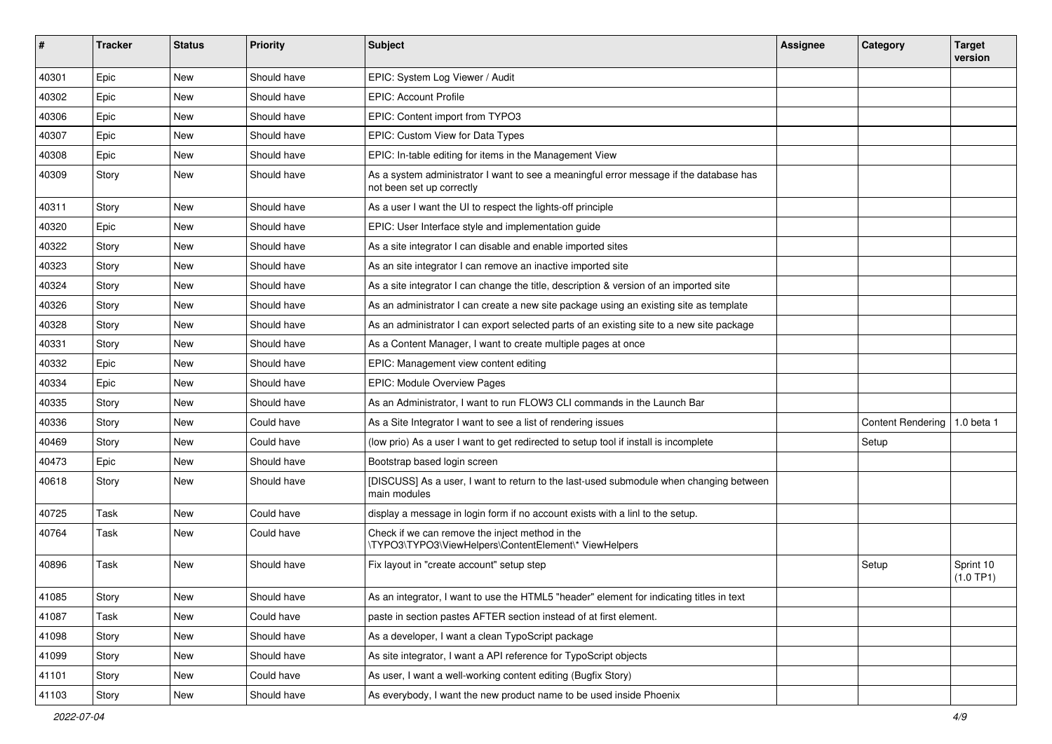| # | Tracker | Status | Priority | Subject | Assignee | Category | Target version |
|---|---|---|---|---|---|---|---|
| 40301 | Epic | New | Should have | EPIC: System Log Viewer / Audit | | | |
| 40302 | Epic | New | Should have | EPIC: Account Profile | | | |
| 40306 | Epic | New | Should have | EPIC: Content import from TYPO3 | | | |
| 40307 | Epic | New | Should have | EPIC: Custom View for Data Types | | | |
| 40308 | Epic | New | Should have | EPIC: In-table editing for items in the Management View | | | |
| 40309 | Story | New | Should have | As a system administrator I want to see a meaningful error message if the database has not been set up correctly | | | |
| 40311 | Story | New | Should have | As a user I want the UI to respect the lights-off principle | | | |
| 40320 | Epic | New | Should have | EPIC: User Interface style and implementation guide | | | |
| 40322 | Story | New | Should have | As a site integrator I can disable and enable imported sites | | | |
| 40323 | Story | New | Should have | As an site integrator I can remove an inactive imported site | | | |
| 40324 | Story | New | Should have | As a site integrator I can change the title, description & version of an imported site | | | |
| 40326 | Story | New | Should have | As an administrator I can create a new site package using an existing site as template | | | |
| 40328 | Story | New | Should have | As an administrator I can export selected parts of an existing site to a new site package | | | |
| 40331 | Story | New | Should have | As a Content Manager, I want to create multiple pages at once | | | |
| 40332 | Epic | New | Should have | EPIC: Management view content editing | | | |
| 40334 | Epic | New | Should have | EPIC: Module Overview Pages | | | |
| 40335 | Story | New | Should have | As an Administrator, I want to run FLOW3 CLI commands in the Launch Bar | | | |
| 40336 | Story | New | Could have | As a Site Integrator I want to see a list of rendering issues | | Content Rendering | 1.0 beta 1 |
| 40469 | Story | New | Could have | (low prio) As a user I want to get redirected to setup tool if install is incomplete | | Setup | |
| 40473 | Epic | New | Should have | Bootstrap based login screen | | | |
| 40618 | Story | New | Should have | [DISCUSS] As a user, I want to return to the last-used submodule when changing between main modules | | | |
| 40725 | Task | New | Could have | display a message in login form if no account exists with a linl to the setup. | | | |
| 40764 | Task | New | Could have | Check if we can remove the inject method in the \TYPO3\TYPO3\ViewHelpers\ContentElement\* ViewHelpers | | | |
| 40896 | Task | New | Should have | Fix layout in "create account" setup step | | Setup | Sprint 10 (1.0 TP1) |
| 41085 | Story | New | Should have | As an integrator, I want to use the HTML5 "header" element for indicating titles in text | | | |
| 41087 | Task | New | Could have | paste in section pastes AFTER section instead of at first element. | | | |
| 41098 | Story | New | Should have | As a developer, I want a clean TypoScript package | | | |
| 41099 | Story | New | Should have | As site integrator, I want a API reference for TypoScript objects | | | |
| 41101 | Story | New | Could have | As user, I want a well-working content editing (Bugfix Story) | | | |
| 41103 | Story | New | Should have | As everybody, I want the new product name to be used inside Phoenix | | | |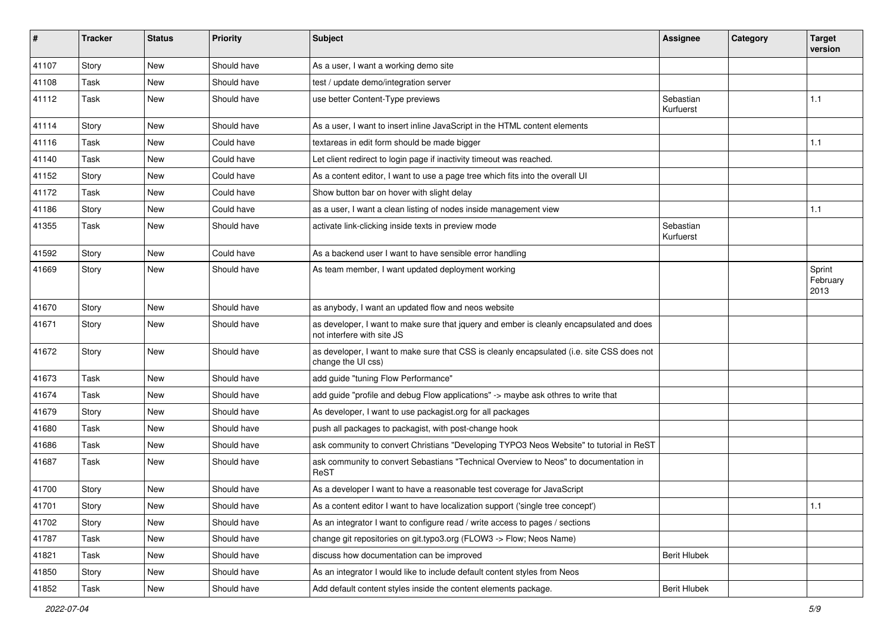| # | Tracker | Status | Priority | Subject | Assignee | Category | Target version |
|---|---|---|---|---|---|---|---|
| 41107 | Story | New | Should have | As a user, I want a working demo site | | | |
| 41108 | Task | New | Should have | test / update demo/integration server | | | |
| 41112 | Task | New | Should have | use better Content-Type previews | Sebastian Kurfuerst | | 1.1 |
| 41114 | Story | New | Should have | As a user, I want to insert inline JavaScript in the HTML content elements | | | |
| 41116 | Task | New | Could have | textareas in edit form should be made bigger | | | 1.1 |
| 41140 | Task | New | Could have | Let client redirect to login page if inactivity timeout was reached. | | | |
| 41152 | Story | New | Could have | As a content editor, I want to use a page tree which fits into the overall UI | | | |
| 41172 | Task | New | Could have | Show button bar on hover with slight delay | | | |
| 41186 | Story | New | Could have | as a user, I want a clean listing of nodes inside management view | | | 1.1 |
| 41355 | Task | New | Should have | activate link-clicking inside texts in preview mode | Sebastian Kurfuerst | | |
| 41592 | Story | New | Could have | As a backend user I want to have sensible error handling | | | |
| 41669 | Story | New | Should have | As team member, I want updated deployment working | | | Sprint February 2013 |
| 41670 | Story | New | Should have | as anybody, I want an updated flow and neos website | | | |
| 41671 | Story | New | Should have | as developer, I want to make sure that jquery and ember is cleanly encapsulated and does not interfere with site JS | | | |
| 41672 | Story | New | Should have | as developer, I want to make sure that CSS is cleanly encapsulated (i.e. site CSS does not change the UI css) | | | |
| 41673 | Task | New | Should have | add guide "tuning Flow Performance" | | | |
| 41674 | Task | New | Should have | add guide "profile and debug Flow applications" -> maybe ask othres to write that | | | |
| 41679 | Story | New | Should have | As developer, I want to use packagist.org for all packages | | | |
| 41680 | Task | New | Should have | push all packages to packagist, with post-change hook | | | |
| 41686 | Task | New | Should have | ask community to convert Christians "Developing TYPO3 Neos Website" to tutorial in ReST | | | |
| 41687 | Task | New | Should have | ask community to convert Sebastians "Technical Overview to Neos" to documentation in ReST | | | |
| 41700 | Story | New | Should have | As a developer I want to have a reasonable test coverage for JavaScript | | | |
| 41701 | Story | New | Should have | As a content editor I want to have localization support ('single tree concept') | | | 1.1 |
| 41702 | Story | New | Should have | As an integrator I want to configure read / write access to pages / sections | | | |
| 41787 | Task | New | Should have | change git repositories on git.typo3.org (FLOW3 -> Flow; Neos Name) | | | |
| 41821 | Task | New | Should have | discuss how documentation can be improved | Berit Hlubek | | |
| 41850 | Story | New | Should have | As an integrator I would like to include default content styles from Neos | | | |
| 41852 | Task | New | Should have | Add default content styles inside the content elements package. | Berit Hlubek | | |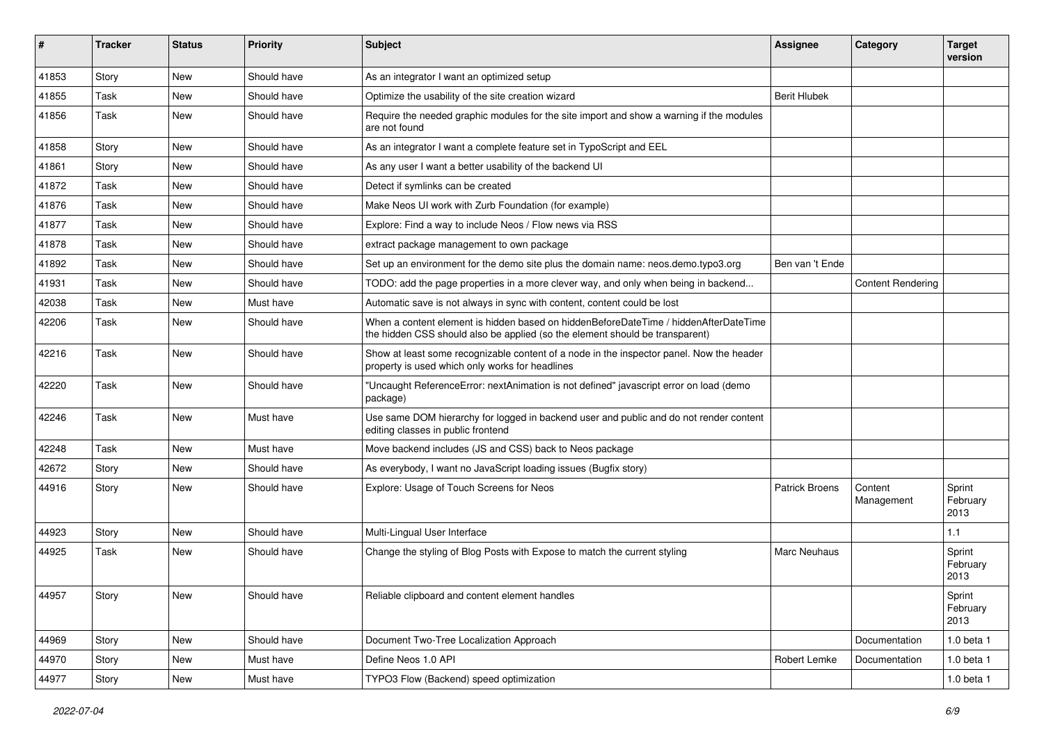| # | Tracker | Status | Priority | Subject | Assignee | Category | Target version |
|---|---|---|---|---|---|---|---|
| 41853 | Story | New | Should have | As an integrator I want an optimized setup | | | |
| 41855 | Task | New | Should have | Optimize the usability of the site creation wizard | Berit Hlubek | | |
| 41856 | Task | New | Should have | Require the needed graphic modules for the site import and show a warning if the modules are not found | | | |
| 41858 | Story | New | Should have | As an integrator I want a complete feature set in TypoScript and EEL | | | |
| 41861 | Story | New | Should have | As any user I want a better usability of the backend UI | | | |
| 41872 | Task | New | Should have | Detect if symlinks can be created | | | |
| 41876 | Task | New | Should have | Make Neos UI work with Zurb Foundation (for example) | | | |
| 41877 | Task | New | Should have | Explore: Find a way to include Neos / Flow news via RSS | | | |
| 41878 | Task | New | Should have | extract package management to own package | | | |
| 41892 | Task | New | Should have | Set up an environment for the demo site plus the domain name: neos.demo.typo3.org | Ben van 't Ende | | |
| 41931 | Task | New | Should have | TODO: add the page properties in a more clever way, and only when being in backend... | | Content Rendering | |
| 42038 | Task | New | Must have | Automatic save is not always in sync with content, content could be lost | | | |
| 42206 | Task | New | Should have | When a content element is hidden based on hiddenBeforeDateTime / hiddenAfterDateTime the hidden CSS should also be applied (so the element should be transparent) | | | |
| 42216 | Task | New | Should have | Show at least some recognizable content of a node in the inspector panel. Now the header property is used which only works for headlines | | | |
| 42220 | Task | New | Should have | "Uncaught ReferenceError: nextAnimation is not defined" javascript error on load (demo package) | | | |
| 42246 | Task | New | Must have | Use same DOM hierarchy for logged in backend user and public and do not render content editing classes in public frontend | | | |
| 42248 | Task | New | Must have | Move backend includes (JS and CSS) back to Neos package | | | |
| 42672 | Story | New | Should have | As everybody, I want no JavaScript loading issues (Bugfix story) | | | |
| 44916 | Story | New | Should have | Explore: Usage of Touch Screens for Neos | Patrick Broens | Content Management | Sprint February 2013 |
| 44923 | Story | New | Should have | Multi-Lingual User Interface | | | 1.1 |
| 44925 | Task | New | Should have | Change the styling of Blog Posts with Expose to match the current styling | Marc Neuhaus | | Sprint February 2013 |
| 44957 | Story | New | Should have | Reliable clipboard and content element handles | | | Sprint February 2013 |
| 44969 | Story | New | Should have | Document Two-Tree Localization Approach | | Documentation | 1.0 beta 1 |
| 44970 | Story | New | Must have | Define Neos 1.0 API | Robert Lemke | Documentation | 1.0 beta 1 |
| 44977 | Story | New | Must have | TYPO3 Flow (Backend) speed optimization | | | 1.0 beta 1 |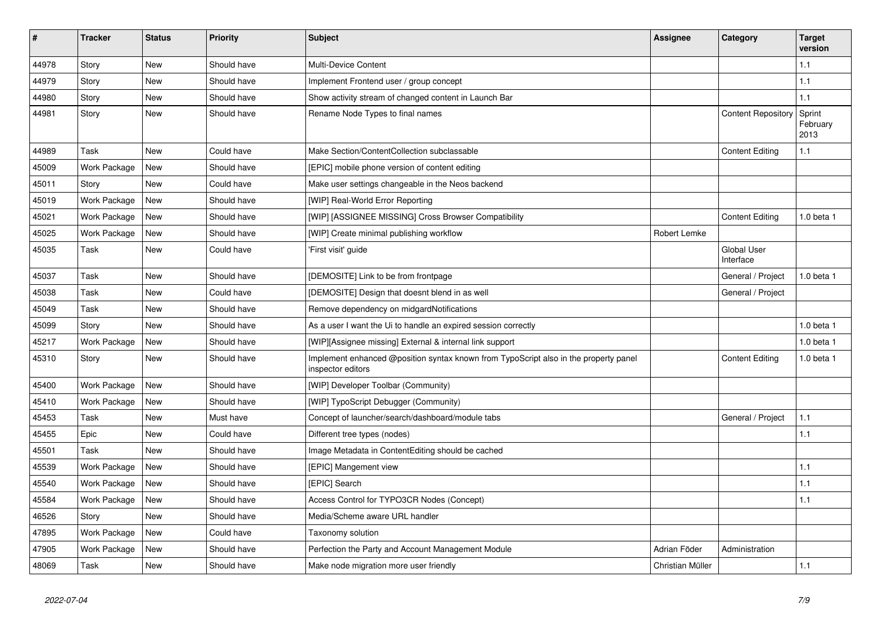| # | Tracker | Status | Priority | Subject | Assignee | Category | Target version |
|---|---|---|---|---|---|---|---|
| 44978 | Story | New | Should have | Multi-Device Content | | | 1.1 |
| 44979 | Story | New | Should have | Implement Frontend user / group concept | | | 1.1 |
| 44980 | Story | New | Should have | Show activity stream of changed content in Launch Bar | | | 1.1 |
| 44981 | Story | New | Should have | Rename Node Types to final names | | Content Repository | Sprint February 2013 |
| 44989 | Task | New | Could have | Make Section/ContentCollection subclassable | | Content Editing | 1.1 |
| 45009 | Work Package | New | Should have | [EPIC] mobile phone version of content editing | | | |
| 45011 | Story | New | Could have | Make user settings changeable in the Neos backend | | | |
| 45019 | Work Package | New | Should have | [WIP] Real-World Error Reporting | | | |
| 45021 | Work Package | New | Should have | [WIP] [ASSIGNEE MISSING] Cross Browser Compatibility | | Content Editing | 1.0 beta 1 |
| 45025 | Work Package | New | Should have | [WIP] Create minimal publishing workflow | Robert Lemke | | |
| 45035 | Task | New | Could have | 'First visit' guide | | Global User Interface | |
| 45037 | Task | New | Should have | [DEMOSITE] Link to be from frontpage | | General / Project | 1.0 beta 1 |
| 45038 | Task | New | Could have | [DEMOSITE] Design that doesnt blend in as well | | General / Project | |
| 45049 | Task | New | Should have | Remove dependency on midgardNotifications | | | |
| 45099 | Story | New | Should have | As a user I want the Ui to handle an expired session correctly | | | 1.0 beta 1 |
| 45217 | Work Package | New | Should have | [WIP][Assignee missing] External & internal link support | | | 1.0 beta 1 |
| 45310 | Story | New | Should have | Implement enhanced @position syntax known from TypoScript also in the property panel inspector editors | | Content Editing | 1.0 beta 1 |
| 45400 | Work Package | New | Should have | [WIP] Developer Toolbar (Community) | | | |
| 45410 | Work Package | New | Should have | [WIP] TypoScript Debugger (Community) | | | |
| 45453 | Task | New | Must have | Concept of launcher/search/dashboard/module tabs | | General / Project | 1.1 |
| 45455 | Epic | New | Could have | Different tree types (nodes) | | | 1.1 |
| 45501 | Task | New | Should have | Image Metadata in ContentEditing should be cached | | | |
| 45539 | Work Package | New | Should have | [EPIC] Mangement view | | | 1.1 |
| 45540 | Work Package | New | Should have | [EPIC] Search | | | 1.1 |
| 45584 | Work Package | New | Should have | Access Control for TYPO3CR Nodes (Concept) | | | 1.1 |
| 46526 | Story | New | Should have | Media/Scheme aware URL handler | | | |
| 47895 | Work Package | New | Could have | Taxonomy solution | | | |
| 47905 | Work Package | New | Should have | Perfection the Party and Account Management Module | Adrian Föder | Administration | |
| 48069 | Task | New | Should have | Make node migration more user friendly | Christian Müller | | 1.1 |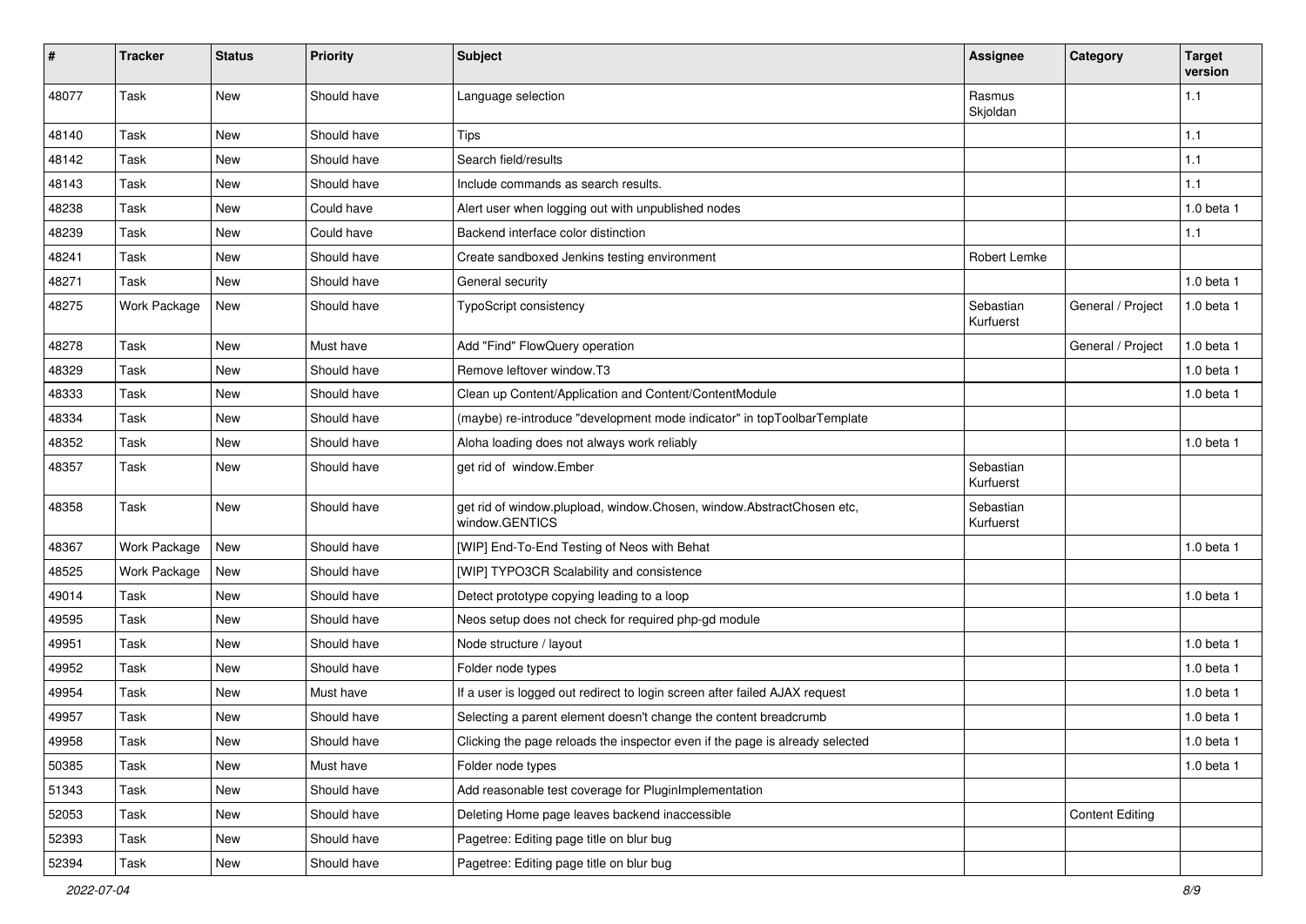| # | Tracker | Status | Priority | Subject | Assignee | Category | Target version |
|---|---|---|---|---|---|---|---|
| 48077 | Task | New | Should have | Language selection | Rasmus Skjoldan | | 1.1 |
| 48140 | Task | New | Should have | Tips | | | 1.1 |
| 48142 | Task | New | Should have | Search field/results | | | 1.1 |
| 48143 | Task | New | Should have | Include commands as search results. | | | 1.1 |
| 48238 | Task | New | Could have | Alert user when logging out with unpublished nodes | | | 1.0 beta 1 |
| 48239 | Task | New | Could have | Backend interface color distinction | | | 1.1 |
| 48241 | Task | New | Should have | Create sandboxed Jenkins testing environment | Robert Lemke | | |
| 48271 | Task | New | Should have | General security | | | 1.0 beta 1 |
| 48275 | Work Package | New | Should have | TypoScript consistency | Sebastian Kurfuerst | General / Project | 1.0 beta 1 |
| 48278 | Task | New | Must have | Add "Find" FlowQuery operation | | General / Project | 1.0 beta 1 |
| 48329 | Task | New | Should have | Remove leftover window.T3 | | | 1.0 beta 1 |
| 48333 | Task | New | Should have | Clean up Content/Application and Content/ContentModule | | | 1.0 beta 1 |
| 48334 | Task | New | Should have | (maybe) re-introduce "development mode indicator" in topToolbarTemplate | | | |
| 48352 | Task | New | Should have | Aloha loading does not always work reliably | | | 1.0 beta 1 |
| 48357 | Task | New | Should have | get rid of window.Ember | Sebastian Kurfuerst | | |
| 48358 | Task | New | Should have | get rid of window.plupload, window.Chosen, window.AbstractChosen etc, window.GENTICS | Sebastian Kurfuerst | | |
| 48367 | Work Package | New | Should have | [WIP] End-To-End Testing of Neos with Behat | | | 1.0 beta 1 |
| 48525 | Work Package | New | Should have | [WIP] TYPO3CR Scalability and consistence | | | |
| 49014 | Task | New | Should have | Detect prototype copying leading to a loop | | | 1.0 beta 1 |
| 49595 | Task | New | Should have | Neos setup does not check for required php-gd module | | | |
| 49951 | Task | New | Should have | Node structure / layout | | | 1.0 beta 1 |
| 49952 | Task | New | Should have | Folder node types | | | 1.0 beta 1 |
| 49954 | Task | New | Must have | If a user is logged out redirect to login screen after failed AJAX request | | | 1.0 beta 1 |
| 49957 | Task | New | Should have | Selecting a parent element doesn't change the content breadcrumb | | | 1.0 beta 1 |
| 49958 | Task | New | Should have | Clicking the page reloads the inspector even if the page is already selected | | | 1.0 beta 1 |
| 50385 | Task | New | Must have | Folder node types | | | 1.0 beta 1 |
| 51343 | Task | New | Should have | Add reasonable test coverage for PluginImplementation | | | |
| 52053 | Task | New | Should have | Deleting Home page leaves backend inaccessible | | Content Editing | |
| 52393 | Task | New | Should have | Pagetree: Editing page title on blur bug | | | |
| 52394 | Task | New | Should have | Pagetree: Editing page title on blur bug | | | |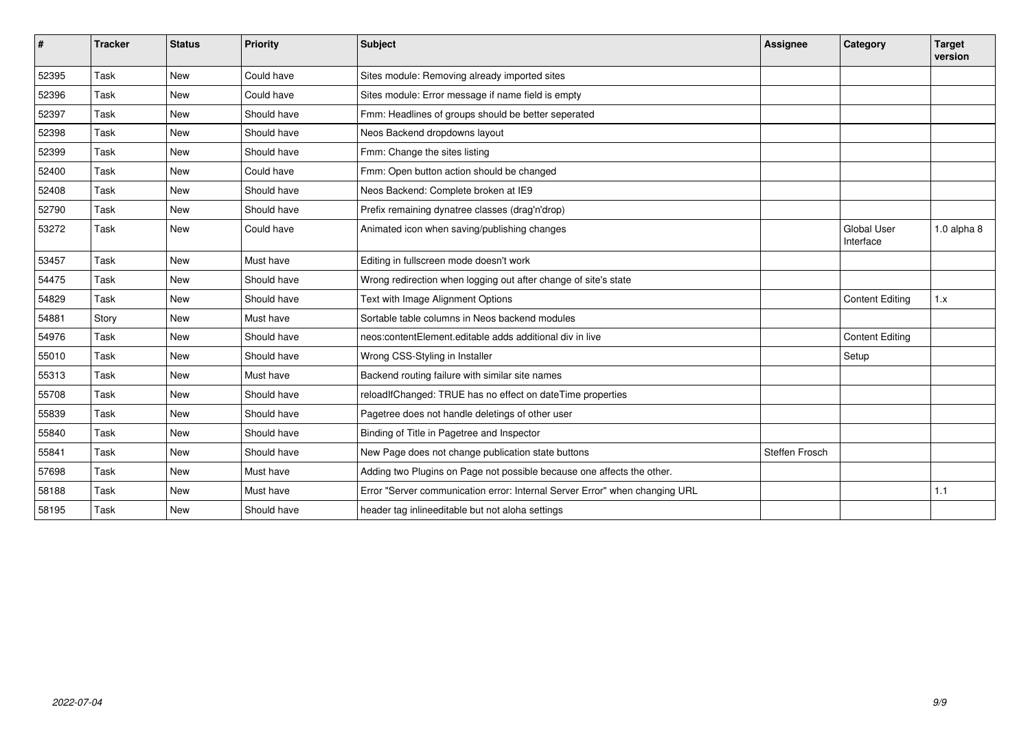| # | Tracker | Status | Priority | Subject | Assignee | Category | Target version |
|---|---|---|---|---|---|---|---|
| 52395 | Task | New | Could have | Sites module: Removing already imported sites | | | |
| 52396 | Task | New | Could have | Sites module: Error message if name field is empty | | | |
| 52397 | Task | New | Should have | Fmm: Headlines of groups should be better seperated | | | |
| 52398 | Task | New | Should have | Neos Backend dropdowns layout | | | |
| 52399 | Task | New | Should have | Fmm: Change the sites listing | | | |
| 52400 | Task | New | Could have | Fmm: Open button action should be changed | | | |
| 52408 | Task | New | Should have | Neos Backend: Complete broken at IE9 | | | |
| 52790 | Task | New | Should have | Prefix remaining dynatree classes (drag'n'drop) | | | |
| 53272 | Task | New | Could have | Animated icon when saving/publishing changes | | Global User Interface | 1.0 alpha 8 |
| 53457 | Task | New | Must have | Editing in fullscreen mode doesn't work | | | |
| 54475 | Task | New | Should have | Wrong redirection when logging out after change of site's state | | | |
| 54829 | Task | New | Should have | Text with Image Alignment Options | | Content Editing | 1.x |
| 54881 | Story | New | Must have | Sortable table columns in Neos backend modules | | | |
| 54976 | Task | New | Should have | neos:contentElement.editable adds additional div in live | | Content Editing | |
| 55010 | Task | New | Should have | Wrong CSS-Styling in Installer | | Setup | |
| 55313 | Task | New | Must have | Backend routing failure with similar site names | | | |
| 55708 | Task | New | Should have | reloadIfChanged: TRUE has no effect on dateTime properties | | | |
| 55839 | Task | New | Should have | Pagetree does not handle deletings of other user | | | |
| 55840 | Task | New | Should have | Binding of Title in Pagetree and Inspector | | | |
| 55841 | Task | New | Should have | New Page does not change publication state buttons | Steffen Frosch | | |
| 57698 | Task | New | Must have | Adding two Plugins on Page not possible because one affects the other. | | | |
| 58188 | Task | New | Must have | Error "Server communication error: Internal Server Error" when changing URL | | | 1.1 |
| 58195 | Task | New | Should have | header tag inlineeditable but not aloha settings | | | |